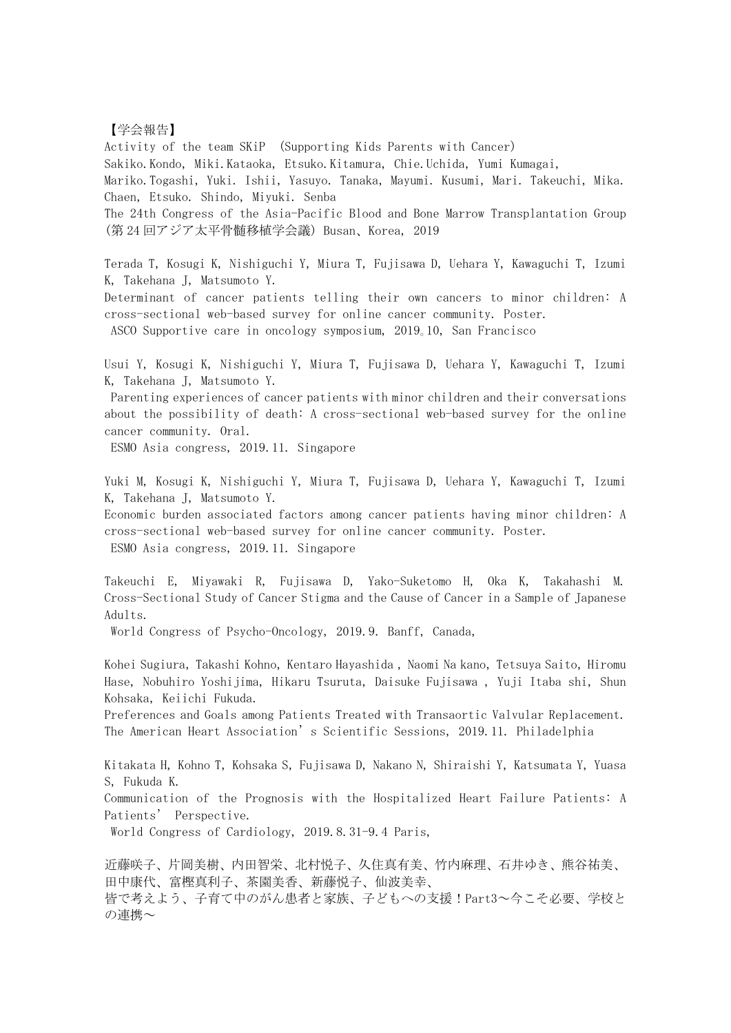【学会報告】

Activity of the team SKiP (Supporting Kids Parents with Cancer)
Sakiko.Kondo, Miki.Kataoka, Etsuko.Kitamura, Chie.Uchida, Yumi Kumagai, Mariko.Togashi, Yuki. Ishii, Yasuyo. Tanaka, Mayumi. Kusumi, Mari. Takeuchi, Mika. Chaen, Etsuko. Shindo, Miyuki. Senba
The 24th Congress of the Asia-Pacific Blood and Bone Marrow Transplantation Group（第24回アジア太平骨髄移植学会議）Busan、Korea, 2019

Terada T, Kosugi K, Nishiguchi Y, Miura T, Fujisawa D, Uehara Y, Kawaguchi T, Izumi K, Takehana J, Matsumoto Y.
Determinant of cancer patients telling their own cancers to minor children: A cross-sectional web-based survey for online cancer community. Poster.
ASCO Supportive care in oncology symposium, 2019。10, San Francisco

Usui Y, Kosugi K, Nishiguchi Y, Miura T, Fujisawa D, Uehara Y, Kawaguchi T, Izumi K, Takehana J, Matsumoto Y.
Parenting experiences of cancer patients with minor children and their conversations about the possibility of death: A cross-sectional web-based survey for the online cancer community. Oral.
ESMO Asia congress, 2019.11. Singapore

Yuki M, Kosugi K, Nishiguchi Y, Miura T, Fujisawa D, Uehara Y, Kawaguchi T, Izumi K, Takehana J, Matsumoto Y.
Economic burden associated factors among cancer patients having minor children: A cross-sectional web-based survey for online cancer community. Poster.
ESMO Asia congress, 2019.11. Singapore

Takeuchi E, Miyawaki R, Fujisawa D, Yako-Suketomo H, Oka K, Takahashi M.
Cross-Sectional Study of Cancer Stigma and the Cause of Cancer in a Sample of Japanese Adults.
World Congress of Psycho-Oncology, 2019.9. Banff, Canada,

Kohei Sugiura, Takashi Kohno, Kentaro Hayashida , Naomi Na kano, Tetsuya Saito, Hiromu Hase, Nobuhiro Yoshijima, Hikaru Tsuruta, Daisuke Fujisawa , Yuji Itaba shi, Shun Kohsaka, Keiichi Fukuda.
Preferences and Goals among Patients Treated with Transaortic Valvular Replacement.
The American Heart Association's Scientific Sessions, 2019.11. Philadelphia

Kitakata H, Kohno T, Kohsaka S, Fujisawa D, Nakano N, Shiraishi Y, Katsumata Y, Yuasa S, Fukuda K.
Communication of the Prognosis with the Hospitalized Heart Failure Patients: A Patients' Perspective.
World Congress of Cardiology, 2019.8.31-9.4 Paris,

近藤咲子、片岡美樹、内田智栄、北村悦子、久住真有美、竹内麻理、石井ゆき、熊谷祐美、田中康代、富樫真利子、茶園美香、新藤悦子、仙波美幸、
皆で考えよう、子育て中のがん患者と家族、子どもへの支援！Part3～今こそ必要、学校との連携～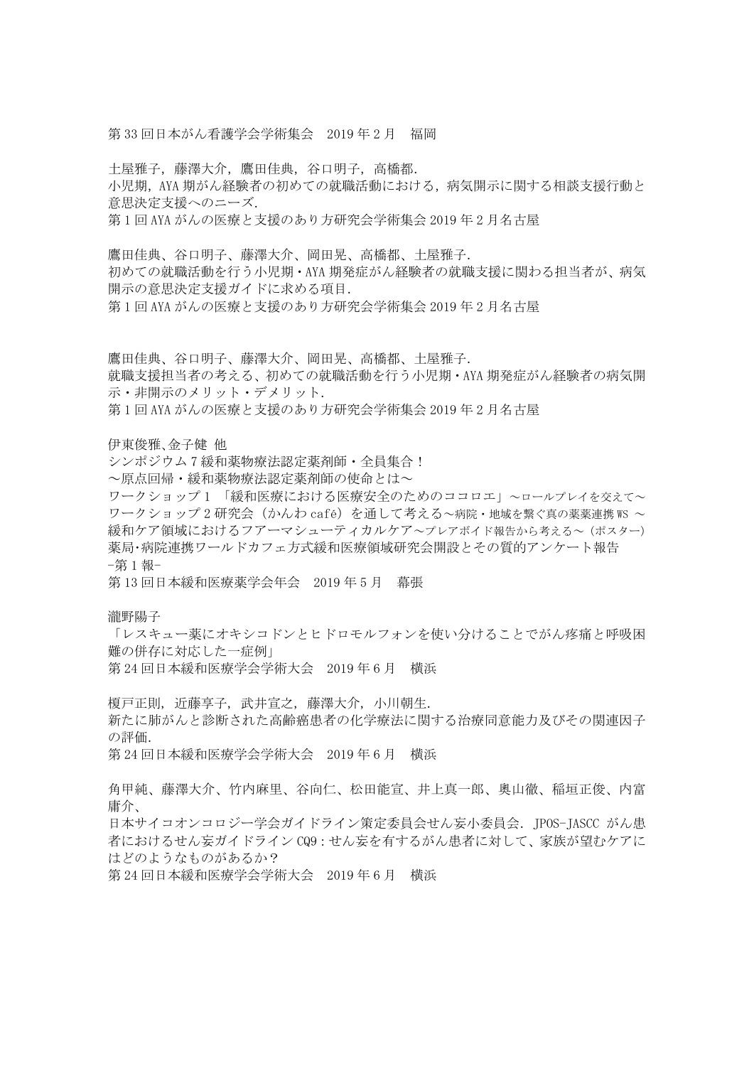第 33 回日本がん看護学会学術集会　2019 年 2 月　福岡

土屋雅子，藤澤大介，鷹田佳典，谷口明子，高橋都.
小児期，AYA 期がん経験者の初めての就職活動における，病気開示に関する相談支援行動と意思決定支援へのニーズ.
第 1 回 AYA がんの医療と支援のあり方研究会学術集会 2019 年 2 月名古屋

鷹田佳典、谷口明子、藤澤大介、岡田晃、高橋都、土屋雅子.
初めての就職活動を行う小児期・AYA 期発症がん経験者の就職支援に関わる担当者が、病気開示の意思決定支援ガイドに求める項目.
第 1 回 AYA がんの医療と支援のあり方研究会学術集会 2019 年 2 月名古屋

鷹田佳典、谷口明子、藤澤大介、岡田晃、高橋都、土屋雅子.
就職支援担当者の考える、初めての就職活動を行う小児期・AYA 期発症がん経験者の病気開示・非開示のメリット・デメリット.
第 1 回 AYA がんの医療と支援のあり方研究会学術集会 2019 年 2 月名古屋

伊東俊雅､金子健 他
シンポジウム 7 緩和薬物療法認定薬剤師・全員集合！
～原点回帰・緩和薬物療法認定薬剤師の使命とは～
ワークショップ 1 「緩和医療における医療安全のためのココロエ」～ロールプレイを交えて～
ワークショップ 2 研究会（かんわ café）を通して考える～病院・地域を繋ぐ真の薬薬連携 WS ～
緩和ケア領域におけるフアーマシューティカルケア～プレアボイド報告から考える～（ポスター）
薬局･病院連携ワールドカフェ方式緩和医療領域研究会開設とその質的アンケート報告
-第 1 報-
第 13 回日本緩和医療薬学会年会　2019 年 5 月　幕張

瀧野陽子
「レスキュー薬にオキシコドンとヒドロモルフォンを使い分けることでがん疼痛と呼吸困難の併存に対応した一症例」
第 24 回日本緩和医療学会学術大会　2019 年 6 月　横浜

榎戸正則，近藤享子，武井宣之，藤澤大介，小川朝生.
新たに肺がんと診断された高齢癌患者の化学療法に関する治療同意能力及びその関連因子の評価.
第 24 回日本緩和医療学会学術大会　2019 年 6 月　横浜

角甲純、藤澤大介、竹内麻里、谷向仁、松田能宣、井上真一郎、奥山徹、稲垣正俊、内富庸介、
日本サイコオンコロジー学会ガイドライン策定委員会せん妄小委員会. JPOS-JASCC がん患者におけるせん妄ガイドライン CQ9：せん妄を有するがん患者に対して、家族が望むケアにはどのようなものがあるか？
第 24 回日本緩和医療学会学術大会　2019 年 6 月　横浜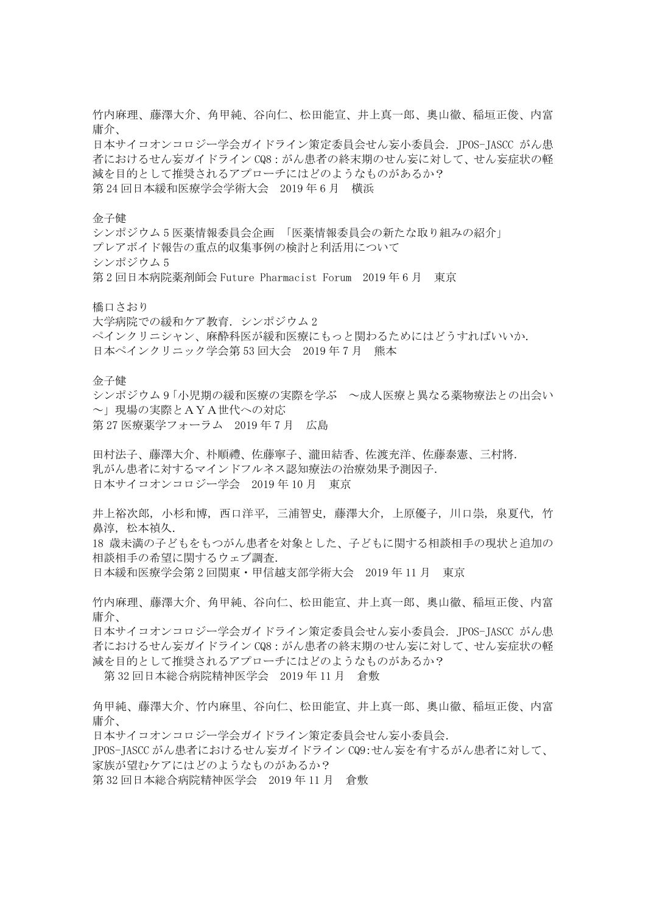竹内麻理、藤澤大介、角甲純、谷向仁、松田能宣、井上真一郎、奥山徹、稲垣正俊、内富庸介、
日本サイコオンコロジー学会ガイドライン策定委員会せん妄小委員会. JPOS-JASCC がん患者におけるせん妄ガイドライン CQ8：がん患者の終末期のせん妄に対して、せん妄症状の軽減を目的として推奨されるアプローチにはどのようなものがあるか？
第 24 回日本緩和医療学会学術大会　2019 年 6 月　横浜

金子健
シンポジウム 5 医薬情報委員会企画 「医薬情報委員会の新たな取り組みの紹介」
プレアボイド報告の重点的収集事例の検討と利活用について
シンポジウム 5
第 2 回日本病院薬剤師会 Future Pharmacist Forum　2019 年 6 月　東京

橋口さおり
大学病院での緩和ケア教育. シンポジウム 2
ペインクリニシャン、麻酔科医が緩和医療にもっと関わるためにはどうすればいいか.
日本ペインクリニック学会第 53 回大会　2019 年 7 月　熊本

金子健
シンポジウム 9「小児期の緩和医療の実際を学ぶ　～成人医療と異なる薬物療法との出会い～」現場の実際とＡＹＡ世代への対応
第 27 医療薬学フォーラム　2019 年 7 月　広島

田村法子、藤澤大介、朴順禮、佐藤寧子、瀧田結香、佐渡充洋、佐藤泰憲、三村將.
乳がん患者に対するマインドフルネス認知療法の治療効果予測因子.
日本サイコオンコロジー学会　2019 年 10 月　東京

井上裕次郎, 小杉和博, 西口洋平, 三浦智史, 藤澤大介, 上原優子, 川口崇, 泉夏代, 竹鼻淳, 松本禎久.
18 歳未満の子どもをもつがん患者を対象とした、子どもに関する相談相手の現状と追加の相談相手の希望に関するウェブ調査.
日本緩和医療学会第 2 回関東・甲信越支部学術大会　2019 年 11 月　東京

竹内麻理、藤澤大介、角甲純、谷向仁、松田能宣、井上真一郎、奥山徹、稲垣正俊、内富庸介、
日本サイコオンコロジー学会ガイドライン策定委員会せん妄小委員会. JPOS-JASCC がん患者におけるせん妄ガイドライン CQ8：がん患者の終末期のせん妄に対して、せん妄症状の軽減を目的として推奨されるアプローチにはどのようなものがあるか？
第 32 回日本総合病院精神医学会　2019 年 11 月　倉敷

角甲純、藤澤大介、竹内麻里、谷向仁、松田能宣、井上真一郎、奥山徹、稲垣正俊、内富庸介、
日本サイコオンコロジー学会ガイドライン策定委員会せん妄小委員会.
JPOS-JASCC がん患者におけるせん妄ガイドライン CQ9:せん妄を有するがん患者に対して、家族が望むケアにはどのようなものがあるか？
第 32 回日本総合病院精神医学会　2019 年 11 月　倉敷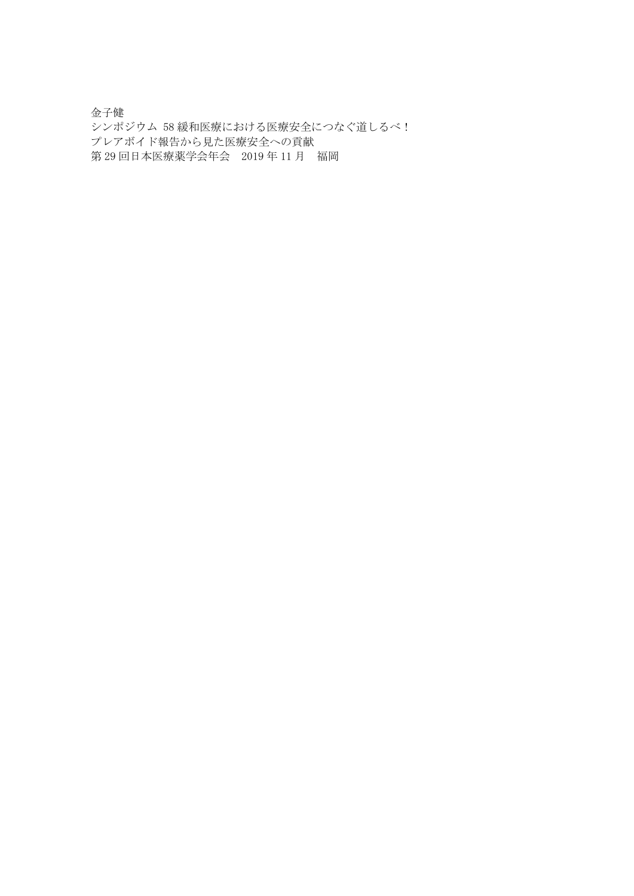金子健
シンポジウム 58 緩和医療における医療安全につなぐ道しるべ！
プレアボイド報告から見た医療安全への貢献
第 29 回日本医療薬学会年会　2019 年 11 月　福岡